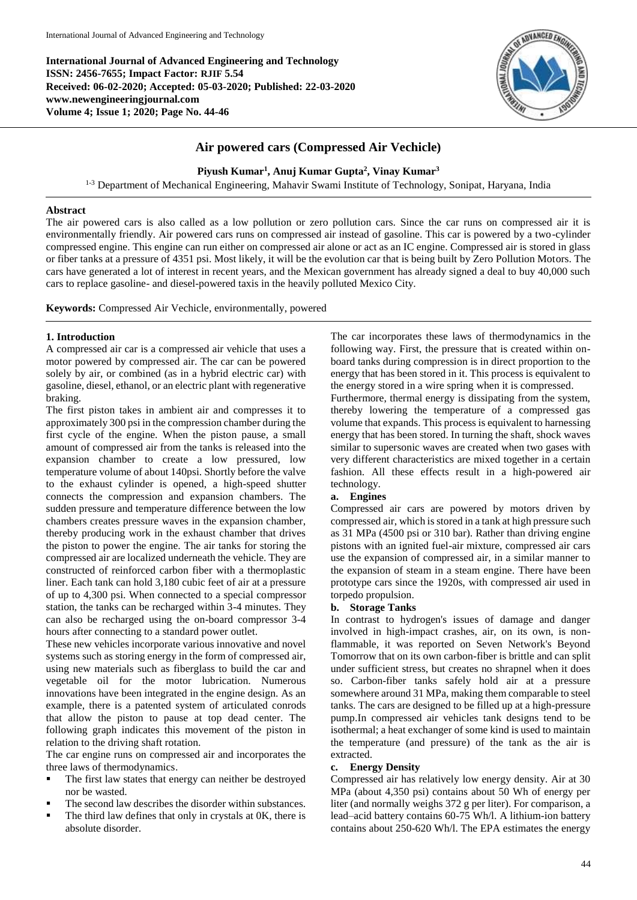**International Journal of Advanced Engineering and Technology**
**ISSN: 2456-7655; Impact Factor: RJIF 5.54**
**Received: 06-02-2020; Accepted: 05-03-2020; Published: 22-03-2020**
**www.newengineeringjournal.com**
**Volume 4; Issue 1; 2020; Page No. 44-46**

# Air powered cars (Compressed Air Vechicle)

**Piyush Kumar[1], Anuj Kumar Gupta[2], Vinay Kumar[3]**

[1-3] Department of Mechanical Engineering, Mahavir Swami Institute of Technology, Sonipat, Haryana, India

---

**Abstract**

The air powered cars is also called as a low pollution or zero pollution cars. Since the car runs on compressed air it is environmentally friendly. Air powered cars runs on compressed air instead of gasoline. This car is powered by a two-cylinder compressed engine. This engine can run either on compressed air alone or act as an IC engine. Compressed air is stored in glass or fiber tanks at a pressure of 4351 psi. Most likely, it will be the evolution car that is being built by Zero Pollution Motors. The cars have generated a lot of interest in recent years, and the Mexican government has already signed a deal to buy 40,000 such cars to replace gasoline- and diesel-powered taxis in the heavily polluted Mexico City.

**Keywords:** Compressed Air Vechicle, environmentally, powered

---

## 1. Introduction

A compressed air car is a compressed air vehicle that uses a motor powered by compressed air. The car can be powered solely by air, or combined (as in a hybrid electric car) with gasoline, diesel, ethanol, or an electric plant with regenerative braking.

The first piston takes in ambient air and compresses it to approximately 300 psi in the compression chamber during the first cycle of the engine. When the piston pause, a small amount of compressed air from the tanks is released into the expansion chamber to create a low pressured, low temperature volume of about 140psi. Shortly before the valve to the exhaust cylinder is opened, a high-speed shutter connects the compression and expansion chambers. The sudden pressure and temperature difference between the low chambers creates pressure waves in the expansion chamber, thereby producing work in the exhaust chamber that drives the piston to power the engine. The air tanks for storing the compressed air are localized underneath the vehicle. They are constructed of reinforced carbon fiber with a thermoplastic liner. Each tank can hold 3,180 cubic feet of air at a pressure of up to 4,300 psi. When connected to a special compressor station, the tanks can be recharged within 3-4 minutes. They can also be recharged using the on-board compressor 3-4 hours after connecting to a standard power outlet.

These new vehicles incorporate various innovative and novel systems such as storing energy in the form of compressed air, using new materials such as fiberglass to build the car and vegetable oil for the motor lubrication. Numerous innovations have been integrated in the engine design. As an example, there is a patented system of articulated conrods that allow the piston to pause at top dead center. The following graph indicates this movement of the piston in relation to the driving shaft rotation.

The car engine runs on compressed air and incorporates the three laws of thermodynamics.

- The first law states that energy can neither be destroyed nor be wasted.
- The second law describes the disorder within substances.
- The third law defines that only in crystals at 0K, there is absolute disorder.

The car incorporates these laws of thermodynamics in the following way. First, the pressure that is created within on-board tanks during compression is in direct proportion to the energy that has been stored in it. This process is equivalent to the energy stored in a wire spring when it is compressed.

Furthermore, thermal energy is dissipating from the system, thereby lowering the temperature of a compressed gas volume that expands. This process is equivalent to harnessing energy that has been stored. In turning the shaft, shock waves similar to supersonic waves are created when two gases with very different characteristics are mixed together in a certain fashion. All these effects result in a high-powered air technology.

### a. Engines

Compressed air cars are powered by motors driven by compressed air, which is stored in a tank at high pressure such as 31 MPa (4500 psi or 310 bar). Rather than driving engine pistons with an ignited fuel-air mixture, compressed air cars use the expansion of compressed air, in a similar manner to the expansion of steam in a steam engine. There have been prototype cars since the 1920s, with compressed air used in torpedo propulsion.

### b. Storage Tanks

In contrast to hydrogen's issues of damage and danger involved in high-impact crashes, air, on its own, is non-flammable, it was reported on Seven Network's Beyond Tomorrow that on its own carbon-fiber is brittle and can split under sufficient stress, but creates no shrapnel when it does so. Carbon-fiber tanks safely hold air at a pressure somewhere around 31 MPa, making them comparable to steel tanks. The cars are designed to be filled up at a high-pressure pump.In compressed air vehicles tank designs tend to be isothermal; a heat exchanger of some kind is used to maintain the temperature (and pressure) of the tank as the air is extracted.

### c. Energy Density

Compressed air has relatively low energy density. Air at 30 MPa (about 4,350 psi) contains about 50 Wh of energy per liter (and normally weighs 372 g per liter). For comparison, a lead–acid battery contains 60-75 Wh/l. A lithium-ion battery contains about 250-620 Wh/l. The EPA estimates the energy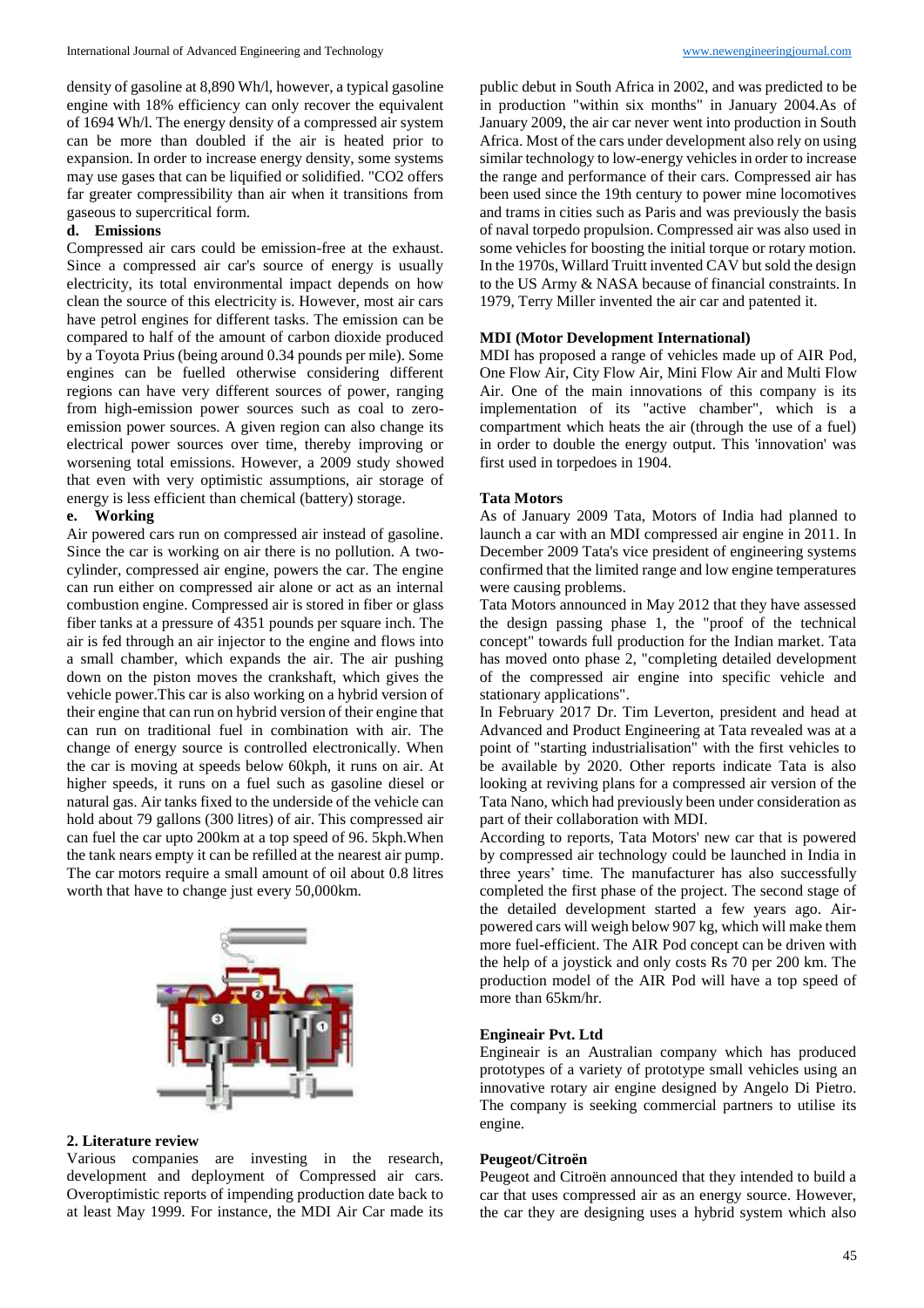density of gasoline at 8,890 Wh/l, however, a typical gasoline engine with 18% efficiency can only recover the equivalent of 1694 Wh/l. The energy density of a compressed air system can be more than doubled if the air is heated prior to expansion. In order to increase energy density, some systems may use gases that can be liquified or solidified. "CO2 offers far greater compressibility than air when it transitions from gaseous to supercritical form.

### d. Emissions

Compressed air cars could be emission-free at the exhaust. Since a compressed air car's source of energy is usually electricity, its total environmental impact depends on how clean the source of this electricity is. However, most air cars have petrol engines for different tasks. The emission can be compared to half of the amount of carbon dioxide produced by a Toyota Prius (being around 0.34 pounds per mile). Some engines can be fuelled otherwise considering different regions can have very different sources of power, ranging from high-emission power sources such as coal to zero-emission power sources. A given region can also change its electrical power sources over time, thereby improving or worsening total emissions. However, a 2009 study showed that even with very optimistic assumptions, air storage of energy is less efficient than chemical (battery) storage.

### e. Working

Air powered cars run on compressed air instead of gasoline. Since the car is working on air there is no pollution. A two-cylinder, compressed air engine, powers the car. The engine can run either on compressed air alone or act as an internal combustion engine. Compressed air is stored in fiber or glass fiber tanks at a pressure of 4351 pounds per square inch. The air is fed through an air injector to the engine and flows into a small chamber, which expands the air. The air pushing down on the piston moves the crankshaft, which gives the vehicle power.This car is also working on a hybrid version of their engine that can run on hybrid version of their engine that can run on traditional fuel in combination with air. The change of energy source is controlled electronically. When the car is moving at speeds below 60kph, it runs on air. At higher speeds, it runs on a fuel such as gasoline diesel or natural gas. Air tanks fixed to the underside of the vehicle can hold about 79 gallons (300 litres) of air. This compressed air can fuel the car upto 200km at a top speed of 96. 5kph.When the tank nears empty it can be refilled at the nearest air pump. The car motors require a small amount of oil about 0.8 litres worth that have to change just every 50,000km.

## 2. Literature review

Various companies are investing in the research, development and deployment of Compressed air cars. Overoptimistic reports of impending production date back to at least May 1999. For instance, the MDI Air Car made its public debut in South Africa in 2002, and was predicted to be in production "within six months" in January 2004.As of January 2009, the air car never went into production in South Africa. Most of the cars under development also rely on using similar technology to low-energy vehicles in order to increase the range and performance of their cars. Compressed air has been used since the 19th century to power mine locomotives and trams in cities such as Paris and was previously the basis of naval torpedo propulsion. Compressed air was also used in some vehicles for boosting the initial torque or rotary motion. In the 1970s, Willard Truitt invented CAV but sold the design to the US Army & NASA because of financial constraints. In 1979, Terry Miller invented the air car and patented it.

**MDI (Motor Development International)**

MDI has proposed a range of vehicles made up of AIR Pod, One Flow Air, City Flow Air, Mini Flow Air and Multi Flow Air. One of the main innovations of this company is its implementation of its "active chamber", which is a compartment which heats the air (through the use of a fuel) in order to double the energy output. This 'innovation' was first used in torpedoes in 1904.

**Tata Motors**

As of January 2009 Tata, Motors of India had planned to launch a car with an MDI compressed air engine in 2011. In December 2009 Tata's vice president of engineering systems confirmed that the limited range and low engine temperatures were causing problems.

Tata Motors announced in May 2012 that they have assessed the design passing phase 1, the "proof of the technical concept" towards full production for the Indian market. Tata has moved onto phase 2, "completing detailed development of the compressed air engine into specific vehicle and stationary applications".

In February 2017 Dr. Tim Leverton, president and head at Advanced and Product Engineering at Tata revealed was at a point of "starting industrialisation" with the first vehicles to be available by 2020. Other reports indicate Tata is also looking at reviving plans for a compressed air version of the Tata Nano, which had previously been under consideration as part of their collaboration with MDI.

According to reports, Tata Motors' new car that is powered by compressed air technology could be launched in India in three years' time. The manufacturer has also successfully completed the first phase of the project. The second stage of the detailed development started a few years ago. Air-powered cars will weigh below 907 kg, which will make them more fuel-efficient. The AIR Pod concept can be driven with the help of a joystick and only costs Rs 70 per 200 km. The production model of the AIR Pod will have a top speed of more than 65km/hr.

**Engineair Pvt. Ltd**

Engineair is an Australian company which has produced prototypes of a variety of prototype small vehicles using an innovative rotary air engine designed by Angelo Di Pietro. The company is seeking commercial partners to utilise its engine.

**Peugeot/Citroën**

Peugeot and Citroën announced that they intended to build a car that uses compressed air as an energy source. However, the car they are designing uses a hybrid system which also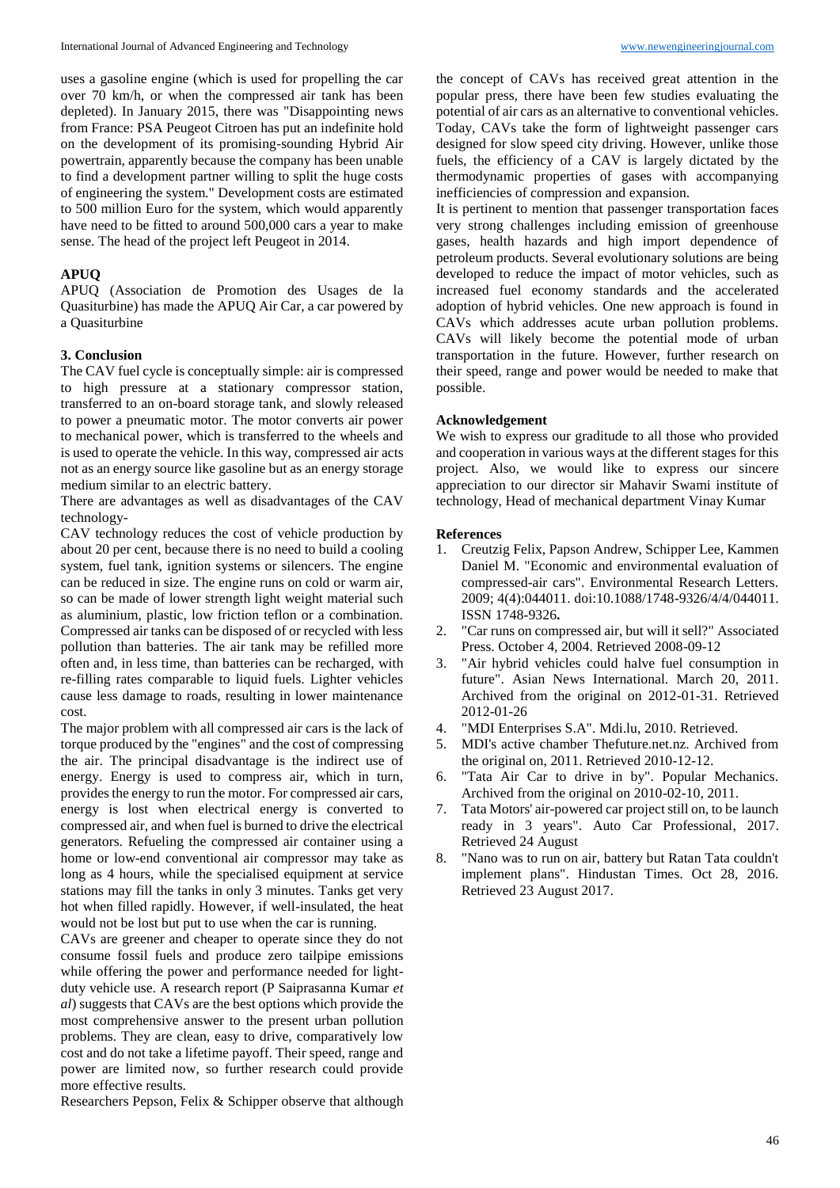uses a gasoline engine (which is used for propelling the car over 70 km/h, or when the compressed air tank has been depleted). In January 2015, there was "Disappointing news from France: PSA Peugeot Citroen has put an indefinite hold on the development of its promising-sounding Hybrid Air powertrain, apparently because the company has been unable to find a development partner willing to split the huge costs of engineering the system." Development costs are estimated to 500 million Euro for the system, which would apparently have need to be fitted to around 500,000 cars a year to make sense. The head of the project left Peugeot in 2014.

### APUQ

APUQ (Association de Promotion des Usages de la Quasiturbine) has made the APUQ Air Car, a car powered by a Quasiturbine

## 3. Conclusion

The CAV fuel cycle is conceptually simple: air is compressed to high pressure at a stationary compressor station, transferred to an on-board storage tank, and slowly released to power a pneumatic motor. The motor converts air power to mechanical power, which is transferred to the wheels and is used to operate the vehicle. In this way, compressed air acts not as an energy source like gasoline but as an energy storage medium similar to an electric battery.

There are advantages as well as disadvantages of the CAV technology-

CAV technology reduces the cost of vehicle production by about 20 per cent, because there is no need to build a cooling system, fuel tank, ignition systems or silencers. The engine can be reduced in size. The engine runs on cold or warm air, so can be made of lower strength light weight material such as aluminium, plastic, low friction teflon or a combination. Compressed air tanks can be disposed of or recycled with less pollution than batteries. The air tank may be refilled more often and, in less time, than batteries can be recharged, with re-filling rates comparable to liquid fuels. Lighter vehicles cause less damage to roads, resulting in lower maintenance cost.

The major problem with all compressed air cars is the lack of torque produced by the "engines" and the cost of compressing the air. The principal disadvantage is the indirect use of energy. Energy is used to compress air, which in turn, provides the energy to run the motor. For compressed air cars, energy is lost when electrical energy is converted to compressed air, and when fuel is burned to drive the electrical generators. Refueling the compressed air container using a home or low-end conventional air compressor may take as long as 4 hours, while the specialised equipment at service stations may fill the tanks in only 3 minutes. Tanks get very hot when filled rapidly. However, if well-insulated, the heat would not be lost but put to use when the car is running.

CAVs are greener and cheaper to operate since they do not consume fossil fuels and produce zero tailpipe emissions while offering the power and performance needed for light-duty vehicle use. A research report (P Saiprasanna Kumar *et al*) suggests that CAVs are the best options which provide the most comprehensive answer to the present urban pollution problems. They are clean, easy to drive, comparatively low cost and do not take a lifetime payoff. Their speed, range and power are limited now, so further research could provide more effective results.

Researchers Pepson, Felix & Schipper observe that although the concept of CAVs has received great attention in the popular press, there have been few studies evaluating the potential of air cars as an alternative to conventional vehicles. Today, CAVs take the form of lightweight passenger cars designed for slow speed city driving. However, unlike those fuels, the efficiency of a CAV is largely dictated by the thermodynamic properties of gases with accompanying inefficiencies of compression and expansion.

It is pertinent to mention that passenger transportation faces very strong challenges including emission of greenhouse gases, health hazards and high import dependence of petroleum products. Several evolutionary solutions are being developed to reduce the impact of motor vehicles, such as increased fuel economy standards and the accelerated adoption of hybrid vehicles. One new approach is found in CAVs which addresses acute urban pollution problems. CAVs will likely become the potential mode of urban transportation in the future. However, further research on their speed, range and power would be needed to make that possible.

## Acknowledgement

We wish to express our graditude to all those who provided and cooperation in various ways at the different stages for this project. Also, we would like to express our sincere appreciation to our director sir Mahavir Swami institute of technology, Head of mechanical department Vinay Kumar

## References

1. Creutzig Felix, Papson Andrew, Schipper Lee, Kammen Daniel M. "Economic and environmental evaluation of compressed-air cars". Environmental Research Letters. 2009; 4(4):044011. doi:10.1088/1748-9326/4/4/044011. ISSN 1748-9326**.**
2. "Car runs on compressed air, but will it sell?" Associated Press. October 4, 2004. Retrieved 2008-09-12
3. "Air hybrid vehicles could halve fuel consumption in future". Asian News International. March 20, 2011. Archived from the original on 2012-01-31. Retrieved 2012-01-26
4. "MDI Enterprises S.A". Mdi.lu, 2010. Retrieved.
5. MDI's active chamber Thefuture.net.nz. Archived from the original on, 2011. Retrieved 2010-12-12.
6. "Tata Air Car to drive in by". Popular Mechanics. Archived from the original on 2010-02-10, 2011.
7. Tata Motors' air-powered car project still on, to be launch ready in 3 years". Auto Car Professional, 2017. Retrieved 24 August
8. "Nano was to run on air, battery but Ratan Tata couldn't implement plans". Hindustan Times. Oct 28, 2016. Retrieved 23 August 2017.